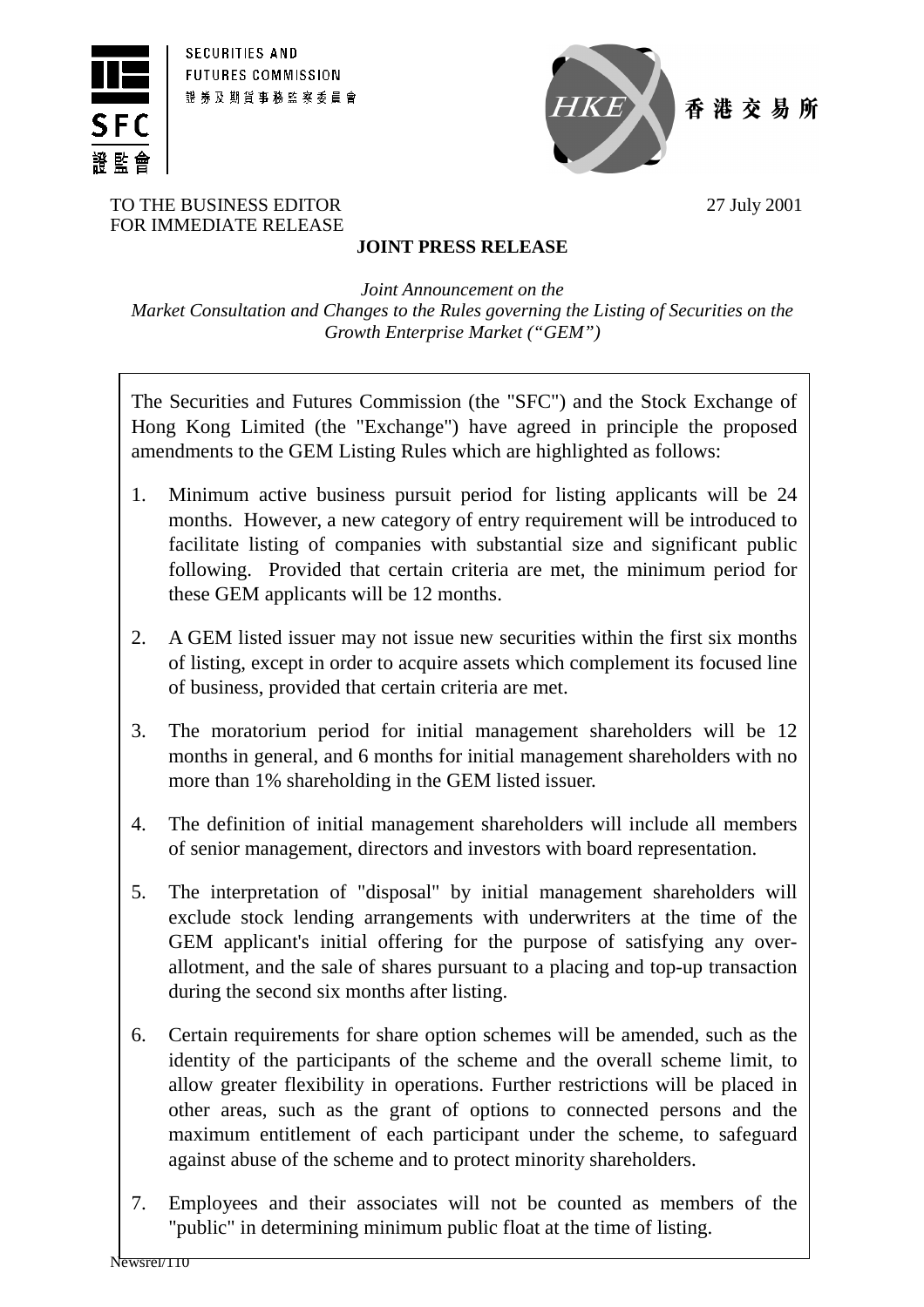SECURITIES AND FUTURES COMMISSION
證券及期貨事務監察委員會

香港交易所

TO THE BUSINESS EDITOR
FOR IMMEDIATE RELEASE

27 July 2001

**JOINT PRESS RELEASE**

*Joint Announcement on the Market Consultation and Changes to the Rules governing the Listing of Securities on the Growth Enterprise Market ("GEM")*

The Securities and Futures Commission (the "SFC") and the Stock Exchange of Hong Kong Limited (the "Exchange") have agreed in principle the proposed amendments to the GEM Listing Rules which are highlighted as follows:

1. Minimum active business pursuit period for listing applicants will be 24 months. However, a new category of entry requirement will be introduced to facilitate listing of companies with substantial size and significant public following. Provided that certain criteria are met, the minimum period for these GEM applicants will be 12 months.

2. A GEM listed issuer may not issue new securities within the first six months of listing, except in order to acquire assets which complement its focused line of business, provided that certain criteria are met.

3. The moratorium period for initial management shareholders will be 12 months in general, and 6 months for initial management shareholders with no more than 1% shareholding in the GEM listed issuer.

4. The definition of initial management shareholders will include all members of senior management, directors and investors with board representation.

5. The interpretation of "disposal" by initial management shareholders will exclude stock lending arrangements with underwriters at the time of the GEM applicant's initial offering for the purpose of satisfying any over-allotment, and the sale of shares pursuant to a placing and top-up transaction during the second six months after listing.

6. Certain requirements for share option schemes will be amended, such as the identity of the participants of the scheme and the overall scheme limit, to allow greater flexibility in operations. Further restrictions will be placed in other areas, such as the grant of options to connected persons and the maximum entitlement of each participant under the scheme, to safeguard against abuse of the scheme and to protect minority shareholders.

7. Employees and their associates will not be counted as members of the "public" in determining minimum public float at the time of listing.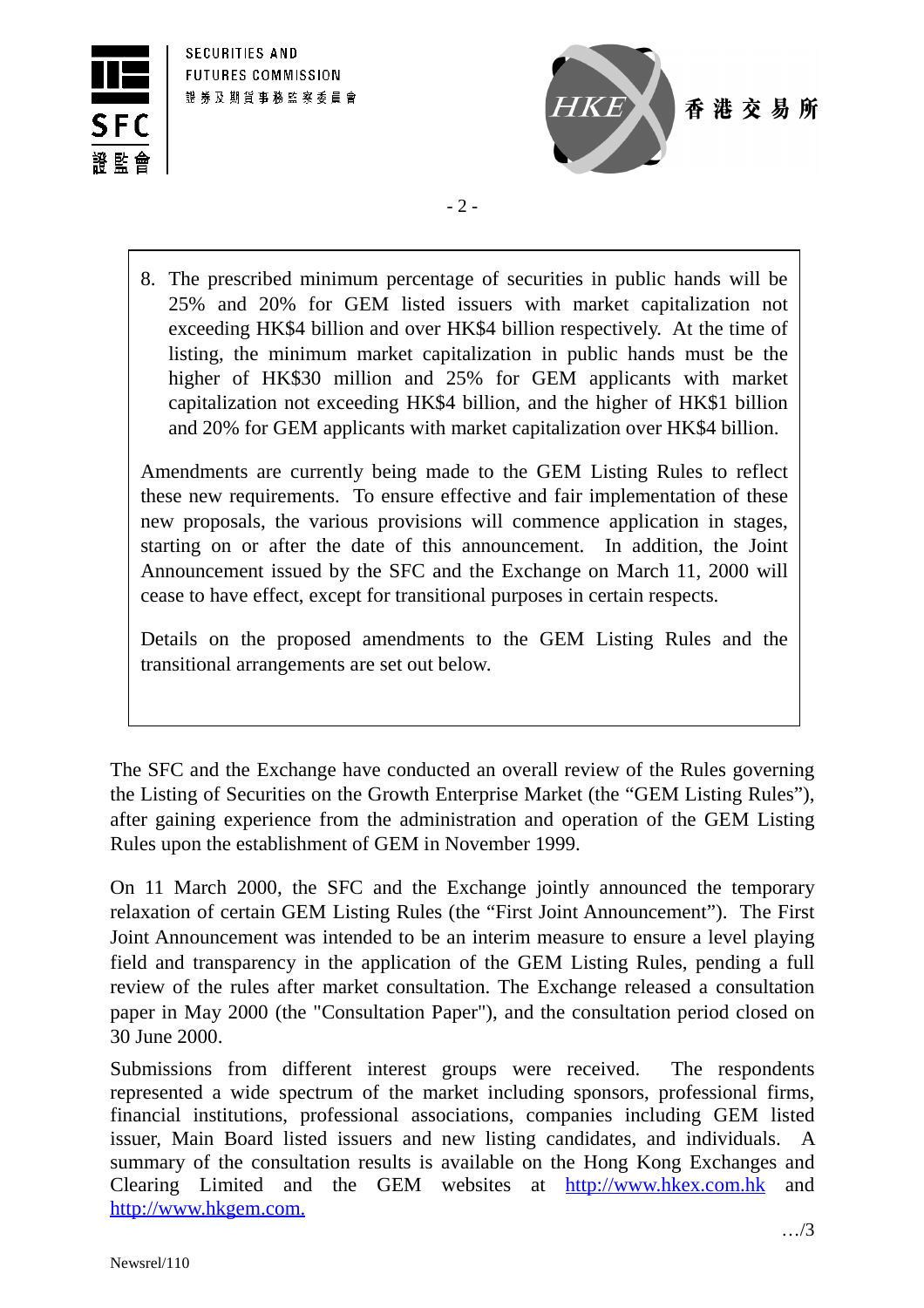8. The prescribed minimum percentage of securities in public hands will be 25% and 20% for GEM listed issuers with market capitalization not exceeding HK$4 billion and over HK$4 billion respectively. At the time of listing, the minimum market capitalization in public hands must be the higher of HK$30 million and 25% for GEM applicants with market capitalization not exceeding HK$4 billion, and the higher of HK$1 billion and 20% for GEM applicants with market capitalization over HK$4 billion.

Amendments are currently being made to the GEM Listing Rules to reflect these new requirements. To ensure effective and fair implementation of these new proposals, the various provisions will commence application in stages, starting on or after the date of this announcement. In addition, the Joint Announcement issued by the SFC and the Exchange on March 11, 2000 will cease to have effect, except for transitional purposes in certain respects.

Details on the proposed amendments to the GEM Listing Rules and the transitional arrangements are set out below.

The SFC and the Exchange have conducted an overall review of the Rules governing the Listing of Securities on the Growth Enterprise Market (the "GEM Listing Rules"), after gaining experience from the administration and operation of the GEM Listing Rules upon the establishment of GEM in November 1999.

On 11 March 2000, the SFC and the Exchange jointly announced the temporary relaxation of certain GEM Listing Rules (the "First Joint Announcement"). The First Joint Announcement was intended to be an interim measure to ensure a level playing field and transparency in the application of the GEM Listing Rules, pending a full review of the rules after market consultation. The Exchange released a consultation paper in May 2000 (the "Consultation Paper"), and the consultation period closed on 30 June 2000.

Submissions from different interest groups were received. The respondents represented a wide spectrum of the market including sponsors, professional firms, financial institutions, professional associations, companies including GEM listed issuer, Main Board listed issuers and new listing candidates, and individuals. A summary of the consultation results is available on the Hong Kong Exchanges and Clearing Limited and the GEM websites at http://www.hkex.com.hk and http://www.hkgem.com.

…/3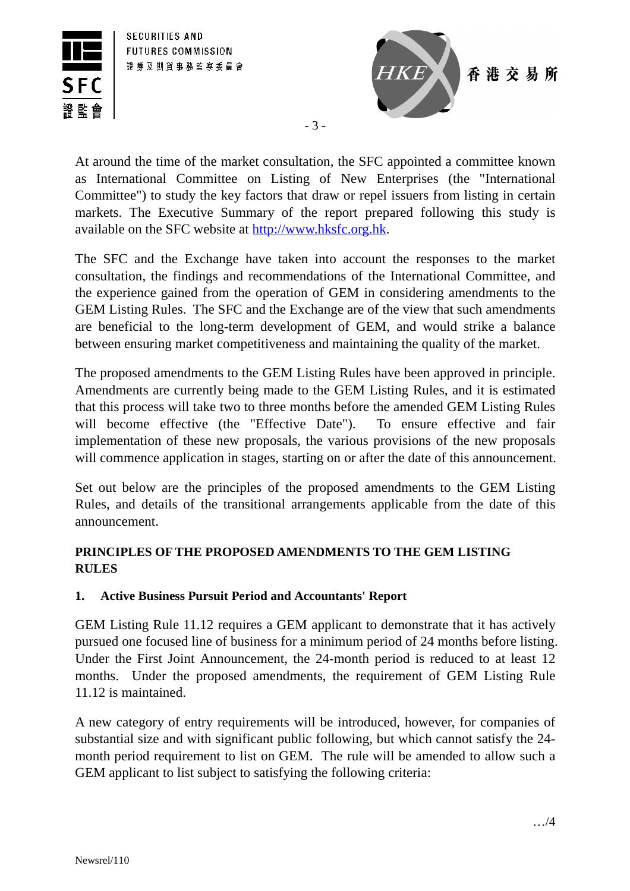At around the time of the market consultation, the SFC appointed a committee known as International Committee on Listing of New Enterprises (the "International Committee") to study the key factors that draw or repel issuers from listing in certain markets. The Executive Summary of the report prepared following this study is available on the SFC website at [http://www.hksfc.org.hk](http://www.hksfc.org.hk).

The SFC and the Exchange have taken into account the responses to the market consultation, the findings and recommendations of the International Committee, and the experience gained from the operation of GEM in considering amendments to the GEM Listing Rules. The SFC and the Exchange are of the view that such amendments are beneficial to the long-term development of GEM, and would strike a balance between ensuring market competitiveness and maintaining the quality of the market.

The proposed amendments to the GEM Listing Rules have been approved in principle. Amendments are currently being made to the GEM Listing Rules, and it is estimated that this process will take two to three months before the amended GEM Listing Rules will become effective (the "Effective Date"). To ensure effective and fair implementation of these new proposals, the various provisions of the new proposals will commence application in stages, starting on or after the date of this announcement.

Set out below are the principles of the proposed amendments to the GEM Listing Rules, and details of the transitional arrangements applicable from the date of this announcement.

**PRINCIPLES OF THE PROPOSED AMENDMENTS TO THE GEM LISTING RULES**

**1. Active Business Pursuit Period and Accountants' Report**

GEM Listing Rule 11.12 requires a GEM applicant to demonstrate that it has actively pursued one focused line of business for a minimum period of 24 months before listing. Under the First Joint Announcement, the 24-month period is reduced to at least 12 months. Under the proposed amendments, the requirement of GEM Listing Rule 11.12 is maintained.

A new category of entry requirements will be introduced, however, for companies of substantial size and with significant public following, but which cannot satisfy the 24-month period requirement to list on GEM. The rule will be amended to allow such a GEM applicant to list subject to satisfying the following criteria: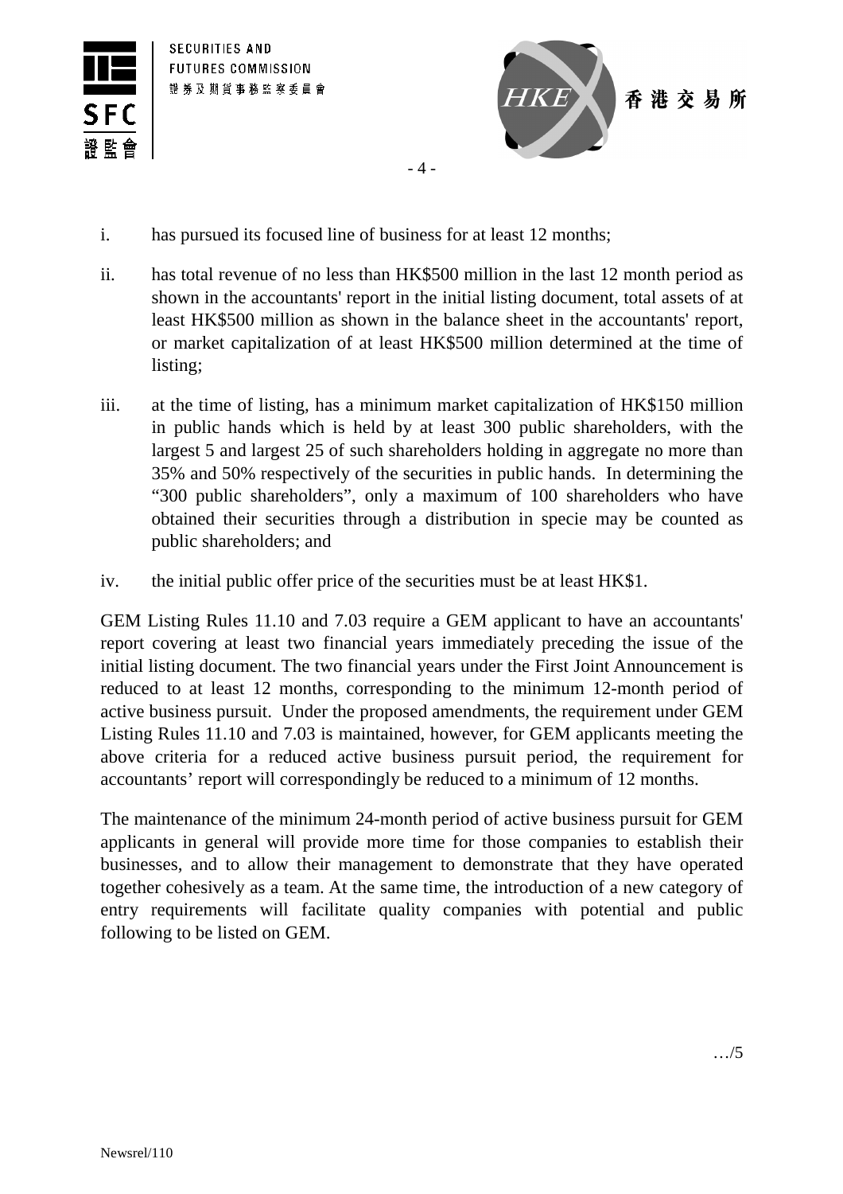i. has pursued its focused line of business for at least 12 months;

ii. has total revenue of no less than HK$500 million in the last 12 month period as shown in the accountants' report in the initial listing document, total assets of at least HK$500 million as shown in the balance sheet in the accountants' report, or market capitalization of at least HK$500 million determined at the time of listing;

iii. at the time of listing, has a minimum market capitalization of HK$150 million in public hands which is held by at least 300 public shareholders, with the largest 5 and largest 25 of such shareholders holding in aggregate no more than 35% and 50% respectively of the securities in public hands. In determining the "300 public shareholders", only a maximum of 100 shareholders who have obtained their securities through a distribution in specie may be counted as public shareholders; and

iv. the initial public offer price of the securities must be at least HK$1.

GEM Listing Rules 11.10 and 7.03 require a GEM applicant to have an accountants' report covering at least two financial years immediately preceding the issue of the initial listing document. The two financial years under the First Joint Announcement is reduced to at least 12 months, corresponding to the minimum 12-month period of active business pursuit. Under the proposed amendments, the requirement under GEM Listing Rules 11.10 and 7.03 is maintained, however, for GEM applicants meeting the above criteria for a reduced active business pursuit period, the requirement for accountants' report will correspondingly be reduced to a minimum of 12 months.

The maintenance of the minimum 24-month period of active business pursuit for GEM applicants in general will provide more time for those companies to establish their businesses, and to allow their management to demonstrate that they have operated together cohesively as a team. At the same time, the introduction of a new category of entry requirements will facilitate quality companies with potential and public following to be listed on GEM.

…/5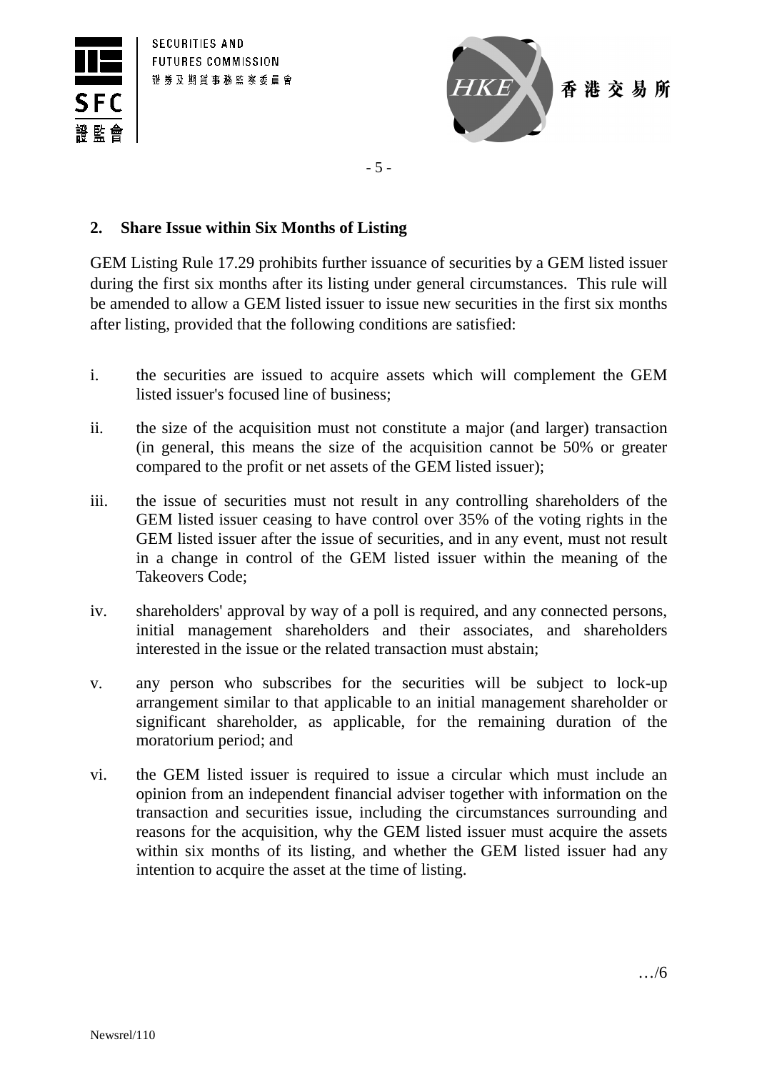## 2. Share Issue within Six Months of Listing

GEM Listing Rule 17.29 prohibits further issuance of securities by a GEM listed issuer during the first six months after its listing under general circumstances. This rule will be amended to allow a GEM listed issuer to issue new securities in the first six months after listing, provided that the following conditions are satisfied:

i. the securities are issued to acquire assets which will complement the GEM listed issuer's focused line of business;

ii. the size of the acquisition must not constitute a major (and larger) transaction (in general, this means the size of the acquisition cannot be 50% or greater compared to the profit or net assets of the GEM listed issuer);

iii. the issue of securities must not result in any controlling shareholders of the GEM listed issuer ceasing to have control over 35% of the voting rights in the GEM listed issuer after the issue of securities, and in any event, must not result in a change in control of the GEM listed issuer within the meaning of the Takeovers Code;

iv. shareholders' approval by way of a poll is required, and any connected persons, initial management shareholders and their associates, and shareholders interested in the issue or the related transaction must abstain;

v. any person who subscribes for the securities will be subject to lock-up arrangement similar to that applicable to an initial management shareholder or significant shareholder, as applicable, for the remaining duration of the moratorium period; and

vi. the GEM listed issuer is required to issue a circular which must include an opinion from an independent financial adviser together with information on the transaction and securities issue, including the circumstances surrounding and reasons for the acquisition, why the GEM listed issuer must acquire the assets within six months of its listing, and whether the GEM listed issuer had any intention to acquire the asset at the time of listing.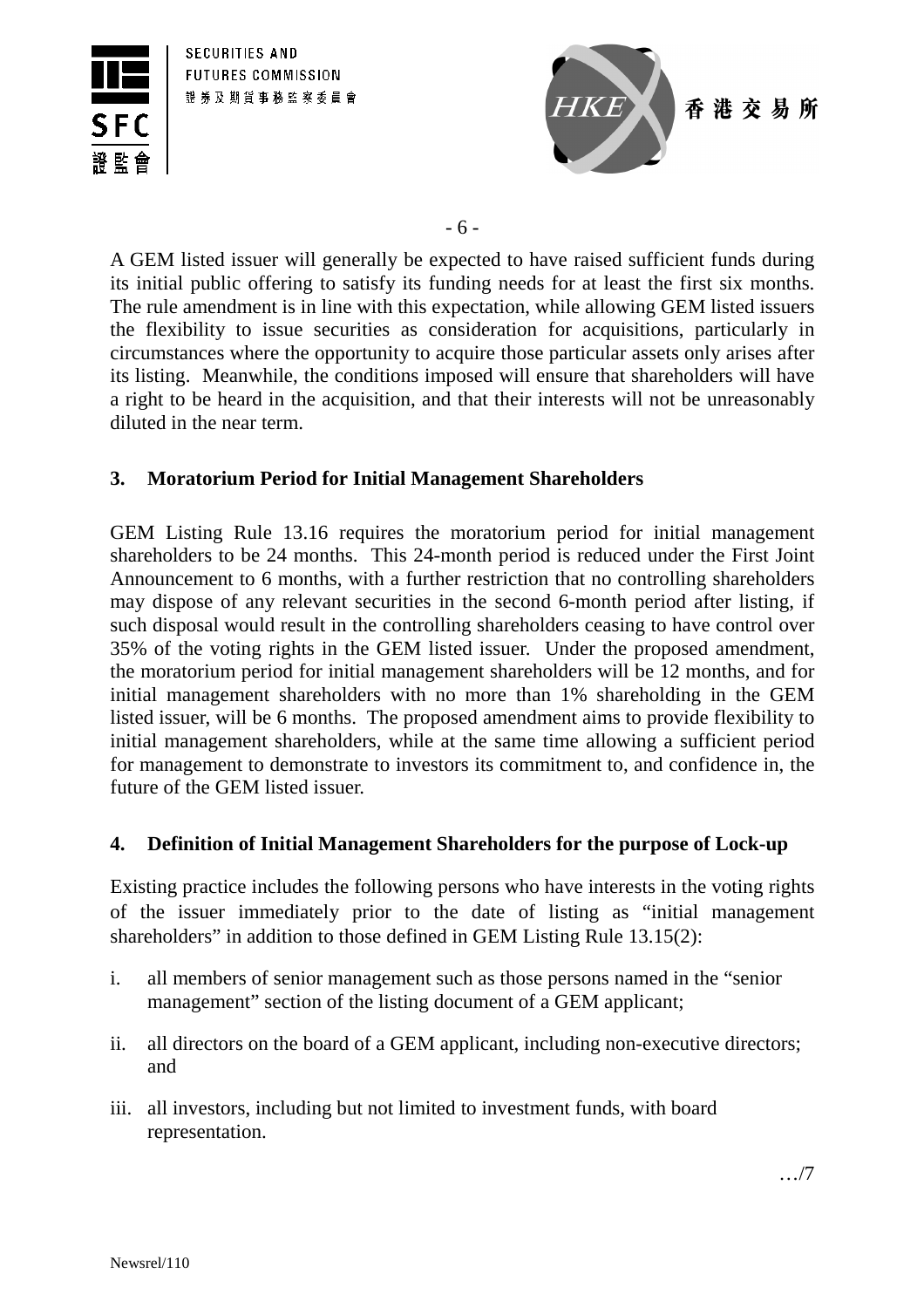A GEM listed issuer will generally be expected to have raised sufficient funds during its initial public offering to satisfy its funding needs for at least the first six months. The rule amendment is in line with this expectation, while allowing GEM listed issuers the flexibility to issue securities as consideration for acquisitions, particularly in circumstances where the opportunity to acquire those particular assets only arises after its listing. Meanwhile, the conditions imposed will ensure that shareholders will have a right to be heard in the acquisition, and that their interests will not be unreasonably diluted in the near term.

## 3. Moratorium Period for Initial Management Shareholders

GEM Listing Rule 13.16 requires the moratorium period for initial management shareholders to be 24 months. This 24-month period is reduced under the First Joint Announcement to 6 months, with a further restriction that no controlling shareholders may dispose of any relevant securities in the second 6-month period after listing, if such disposal would result in the controlling shareholders ceasing to have control over 35% of the voting rights in the GEM listed issuer. Under the proposed amendment, the moratorium period for initial management shareholders will be 12 months, and for initial management shareholders with no more than 1% shareholding in the GEM listed issuer, will be 6 months. The proposed amendment aims to provide flexibility to initial management shareholders, while at the same time allowing a sufficient period for management to demonstrate to investors its commitment to, and confidence in, the future of the GEM listed issuer.

## 4. Definition of Initial Management Shareholders for the purpose of Lock-up

Existing practice includes the following persons who have interests in the voting rights of the issuer immediately prior to the date of listing as "initial management shareholders" in addition to those defined in GEM Listing Rule 13.15(2):

i. all members of senior management such as those persons named in the "senior management" section of the listing document of a GEM applicant;

ii. all directors on the board of a GEM applicant, including non-executive directors; and

iii. all investors, including but not limited to investment funds, with board representation.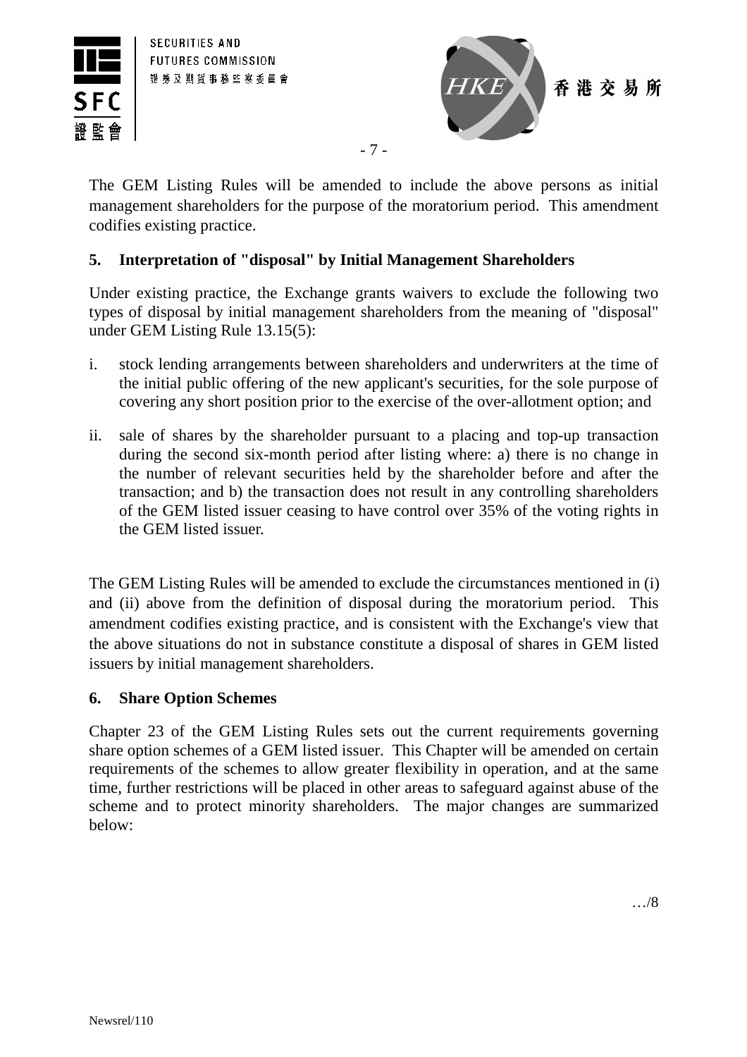The GEM Listing Rules will be amended to include the above persons as initial management shareholders for the purpose of the moratorium period. This amendment codifies existing practice.

**5. Interpretation of "disposal" by Initial Management Shareholders**

Under existing practice, the Exchange grants waivers to exclude the following two types of disposal by initial management shareholders from the meaning of "disposal" under GEM Listing Rule 13.15(5):

i. stock lending arrangements between shareholders and underwriters at the time of the initial public offering of the new applicant's securities, for the sole purpose of covering any short position prior to the exercise of the over-allotment option; and

ii. sale of shares by the shareholder pursuant to a placing and top-up transaction during the second six-month period after listing where: a) there is no change in the number of relevant securities held by the shareholder before and after the transaction; and b) the transaction does not result in any controlling shareholders of the GEM listed issuer ceasing to have control over 35% of the voting rights in the GEM listed issuer.

The GEM Listing Rules will be amended to exclude the circumstances mentioned in (i) and (ii) above from the definition of disposal during the moratorium period. This amendment codifies existing practice, and is consistent with the Exchange's view that the above situations do not in substance constitute a disposal of shares in GEM listed issuers by initial management shareholders.

**6. Share Option Schemes**

Chapter 23 of the GEM Listing Rules sets out the current requirements governing share option schemes of a GEM listed issuer. This Chapter will be amended on certain requirements of the schemes to allow greater flexibility in operation, and at the same time, further restrictions will be placed in other areas to safeguard against abuse of the scheme and to protect minority shareholders. The major changes are summarized below: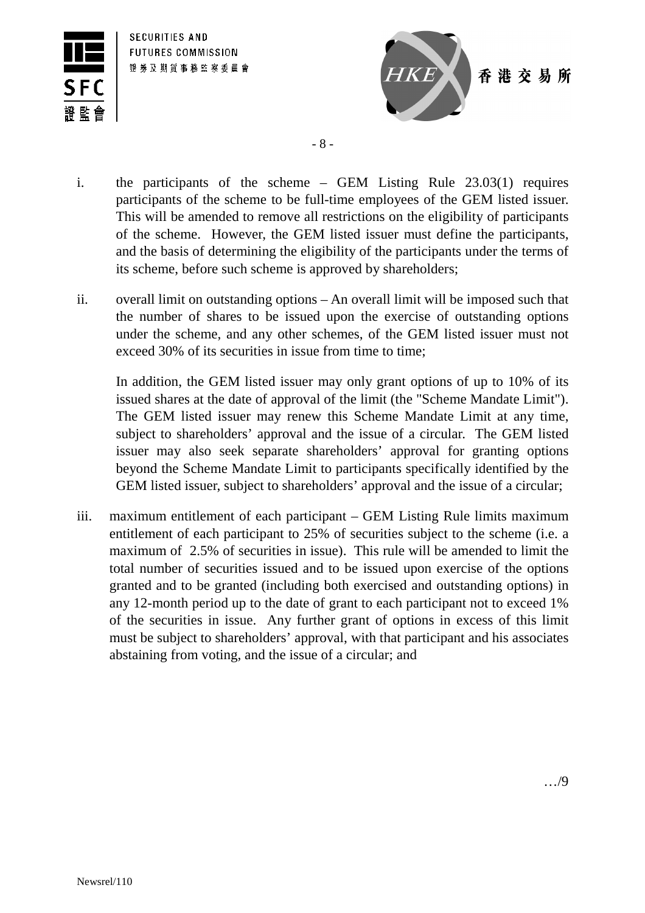i. the participants of the scheme – GEM Listing Rule 23.03(1) requires participants of the scheme to be full-time employees of the GEM listed issuer. This will be amended to remove all restrictions on the eligibility of participants of the scheme. However, the GEM listed issuer must define the participants, and the basis of determining the eligibility of the participants under the terms of its scheme, before such scheme is approved by shareholders;

ii. overall limit on outstanding options – An overall limit will be imposed such that the number of shares to be issued upon the exercise of outstanding options under the scheme, and any other schemes, of the GEM listed issuer must not exceed 30% of its securities in issue from time to time;

   In addition, the GEM listed issuer may only grant options of up to 10% of its issued shares at the date of approval of the limit (the "Scheme Mandate Limit"). The GEM listed issuer may renew this Scheme Mandate Limit at any time, subject to shareholders' approval and the issue of a circular. The GEM listed issuer may also seek separate shareholders' approval for granting options beyond the Scheme Mandate Limit to participants specifically identified by the GEM listed issuer, subject to shareholders' approval and the issue of a circular;

iii. maximum entitlement of each participant – GEM Listing Rule limits maximum entitlement of each participant to 25% of securities subject to the scheme (i.e. a maximum of 2.5% of securities in issue). This rule will be amended to limit the total number of securities issued and to be issued upon exercise of the options granted and to be granted (including both exercised and outstanding options) in any 12-month period up to the date of grant to each participant not to exceed 1% of the securities in issue. Any further grant of options in excess of this limit must be subject to shareholders' approval, with that participant and his associates abstaining from voting, and the issue of a circular; and

…/9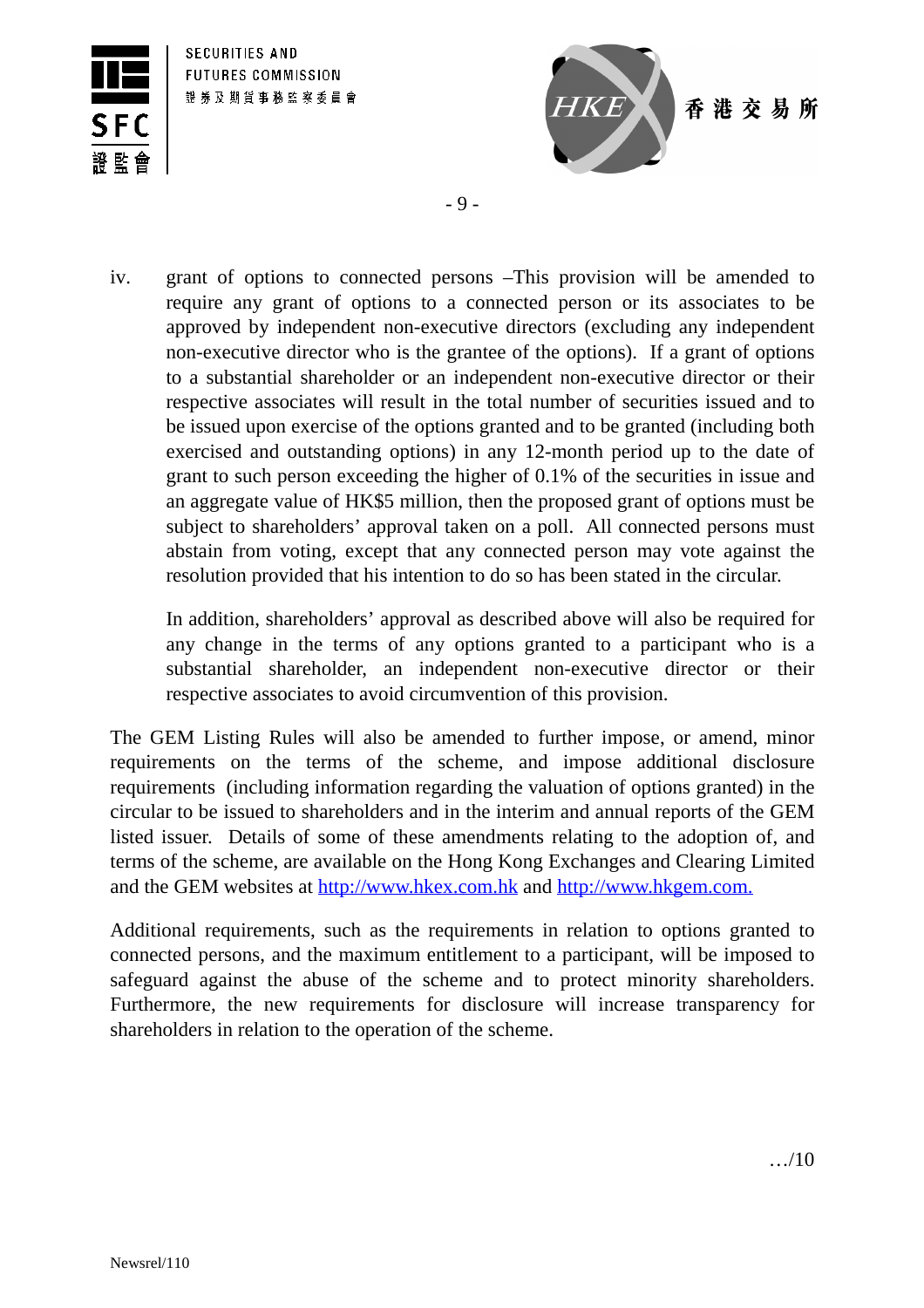iv. grant of options to connected persons –This provision will be amended to require any grant of options to a connected person or its associates to be approved by independent non-executive directors (excluding any independent non-executive director who is the grantee of the options). If a grant of options to a substantial shareholder or an independent non-executive director or their respective associates will result in the total number of securities issued and to be issued upon exercise of the options granted and to be granted (including both exercised and outstanding options) in any 12-month period up to the date of grant to such person exceeding the higher of 0.1% of the securities in issue and an aggregate value of HK$5 million, then the proposed grant of options must be subject to shareholders' approval taken on a poll. All connected persons must abstain from voting, except that any connected person may vote against the resolution provided that his intention to do so has been stated in the circular.

   In addition, shareholders' approval as described above will also be required for any change in the terms of any options granted to a participant who is a substantial shareholder, an independent non-executive director or their respective associates to avoid circumvention of this provision.

The GEM Listing Rules will also be amended to further impose, or amend, minor requirements on the terms of the scheme, and impose additional disclosure requirements (including information regarding the valuation of options granted) in the circular to be issued to shareholders and in the interim and annual reports of the GEM listed issuer. Details of some of these amendments relating to the adoption of, and terms of the scheme, are available on the Hong Kong Exchanges and Clearing Limited and the GEM websites at http://www.hkex.com.hk and http://www.hkgem.com.

Additional requirements, such as the requirements in relation to options granted to connected persons, and the maximum entitlement to a participant, will be imposed to safeguard against the abuse of the scheme and to protect minority shareholders. Furthermore, the new requirements for disclosure will increase transparency for shareholders in relation to the operation of the scheme.

…/10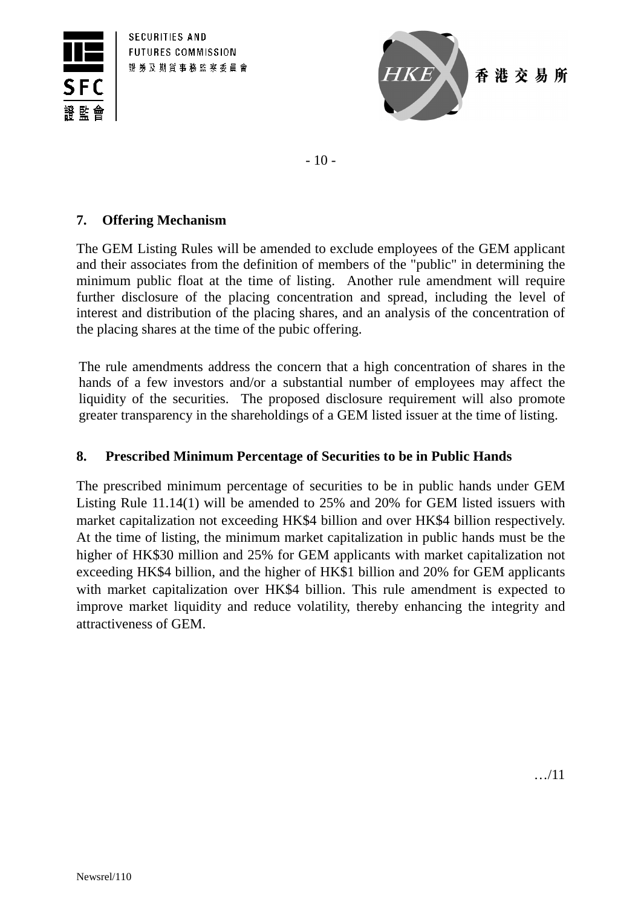## 7. Offering Mechanism

The GEM Listing Rules will be amended to exclude employees of the GEM applicant and their associates from the definition of members of the "public" in determining the minimum public float at the time of listing. Another rule amendment will require further disclosure of the placing concentration and spread, including the level of interest and distribution of the placing shares, and an analysis of the concentration of the placing shares at the time of the pubic offering.

The rule amendments address the concern that a high concentration of shares in the hands of a few investors and/or a substantial number of employees may affect the liquidity of the securities. The proposed disclosure requirement will also promote greater transparency in the shareholdings of a GEM listed issuer at the time of listing.

## 8. Prescribed Minimum Percentage of Securities to be in Public Hands

The prescribed minimum percentage of securities to be in public hands under GEM Listing Rule 11.14(1) will be amended to 25% and 20% for GEM listed issuers with market capitalization not exceeding HK$4 billion and over HK$4 billion respectively. At the time of listing, the minimum market capitalization in public hands must be the higher of HK$30 million and 25% for GEM applicants with market capitalization not exceeding HK$4 billion, and the higher of HK$1 billion and 20% for GEM applicants with market capitalization over HK$4 billion. This rule amendment is expected to improve market liquidity and reduce volatility, thereby enhancing the integrity and attractiveness of GEM.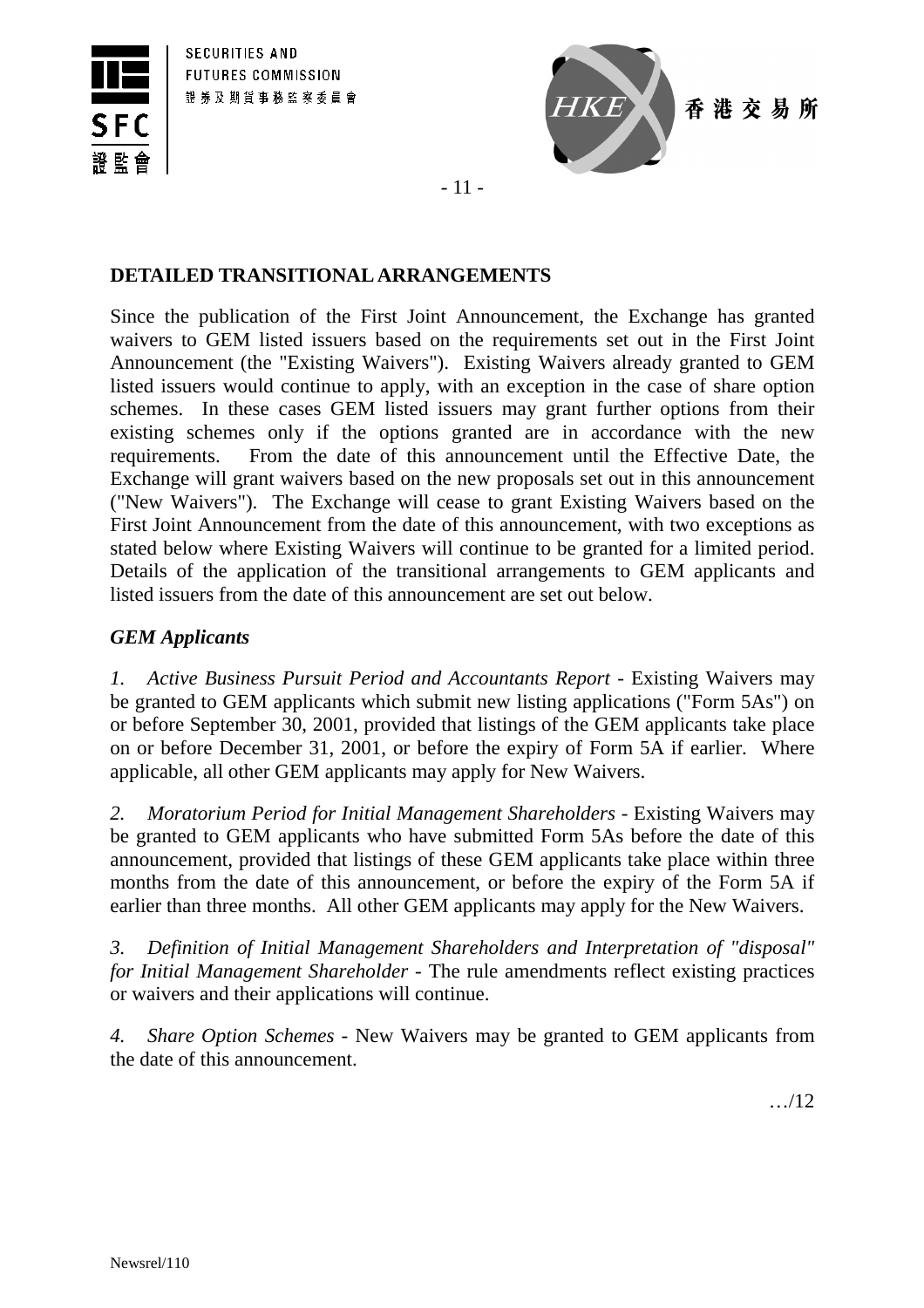## DETAILED TRANSITIONAL ARRANGEMENTS

Since the publication of the First Joint Announcement, the Exchange has granted waivers to GEM listed issuers based on the requirements set out in the First Joint Announcement (the "Existing Waivers"). Existing Waivers already granted to GEM listed issuers would continue to apply, with an exception in the case of share option schemes. In these cases GEM listed issuers may grant further options from their existing schemes only if the options granted are in accordance with the new requirements. From the date of this announcement until the Effective Date, the Exchange will grant waivers based on the new proposals set out in this announcement ("New Waivers"). The Exchange will cease to grant Existing Waivers based on the First Joint Announcement from the date of this announcement, with two exceptions as stated below where Existing Waivers will continue to be granted for a limited period. Details of the application of the transitional arrangements to GEM applicants and listed issuers from the date of this announcement are set out below.

### *GEM Applicants*

1. *Active Business Pursuit Period and Accountants Report* - Existing Waivers may be granted to GEM applicants which submit new listing applications ("Form 5As") on or before September 30, 2001, provided that listings of the GEM applicants take place on or before December 31, 2001, or before the expiry of Form 5A if earlier. Where applicable, all other GEM applicants may apply for New Waivers.

2. *Moratorium Period for Initial Management Shareholders* - Existing Waivers may be granted to GEM applicants who have submitted Form 5As before the date of this announcement, provided that listings of these GEM applicants take place within three months from the date of this announcement, or before the expiry of the Form 5A if earlier than three months. All other GEM applicants may apply for the New Waivers.

3. *Definition of Initial Management Shareholders and Interpretation of "disposal" for Initial Management Shareholder* - The rule amendments reflect existing practices or waivers and their applications will continue.

4. *Share Option Schemes* - New Waivers may be granted to GEM applicants from the date of this announcement.

…/12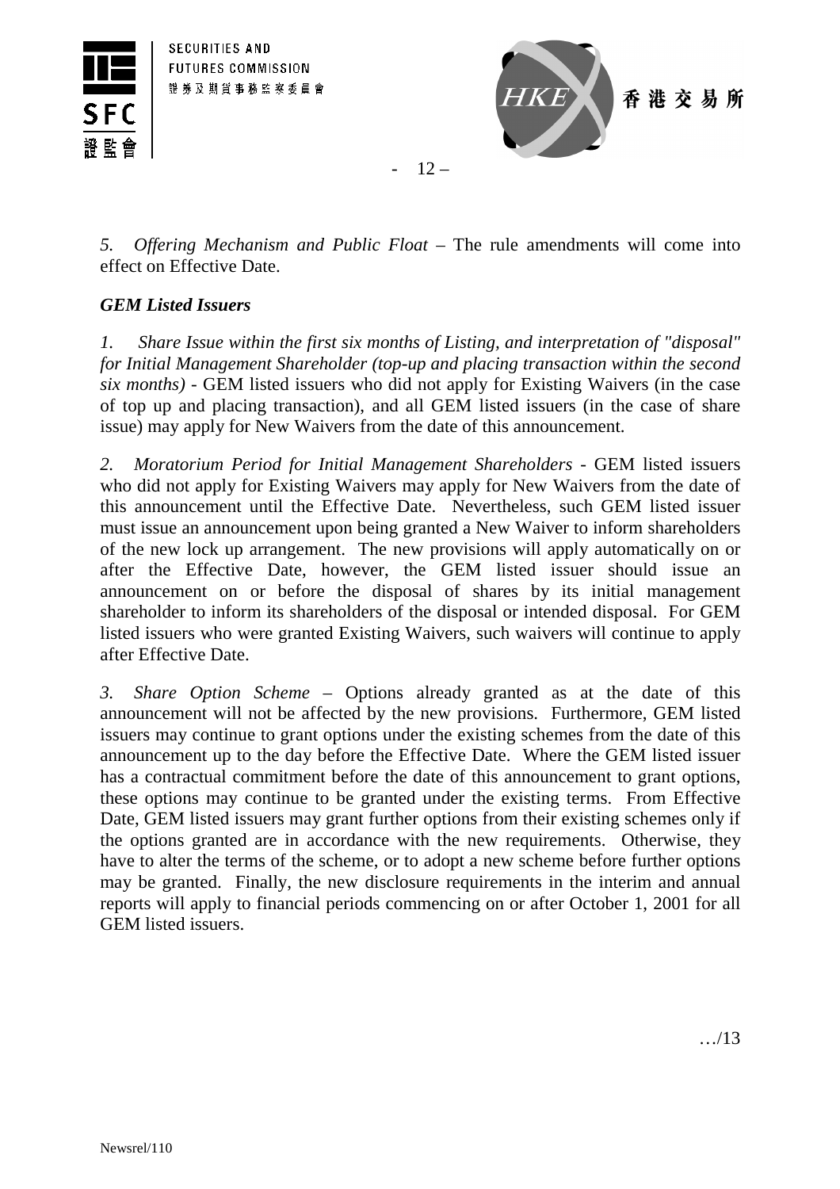*5. Offering Mechanism and Public Float* – The rule amendments will come into effect on Effective Date.

***GEM Listed Issuers***

*1. Share Issue within the first six months of Listing, and interpretation of "disposal" for Initial Management Shareholder (top-up and placing transaction within the second six months)* - GEM listed issuers who did not apply for Existing Waivers (in the case of top up and placing transaction), and all GEM listed issuers (in the case of share issue) may apply for New Waivers from the date of this announcement.

*2. Moratorium Period for Initial Management Shareholders* - GEM listed issuers who did not apply for Existing Waivers may apply for New Waivers from the date of this announcement until the Effective Date. Nevertheless, such GEM listed issuer must issue an announcement upon being granted a New Waiver to inform shareholders of the new lock up arrangement. The new provisions will apply automatically on or after the Effective Date, however, the GEM listed issuer should issue an announcement on or before the disposal of shares by its initial management shareholder to inform its shareholders of the disposal or intended disposal. For GEM listed issuers who were granted Existing Waivers, such waivers will continue to apply after Effective Date.

*3. Share Option Scheme* – Options already granted as at the date of this announcement will not be affected by the new provisions. Furthermore, GEM listed issuers may continue to grant options under the existing schemes from the date of this announcement up to the day before the Effective Date. Where the GEM listed issuer has a contractual commitment before the date of this announcement to grant options, these options may continue to be granted under the existing terms. From Effective Date, GEM listed issuers may grant further options from their existing schemes only if the options granted are in accordance with the new requirements. Otherwise, they have to alter the terms of the scheme, or to adopt a new scheme before further options may be granted. Finally, the new disclosure requirements in the interim and annual reports will apply to financial periods commencing on or after October 1, 2001 for all GEM listed issuers.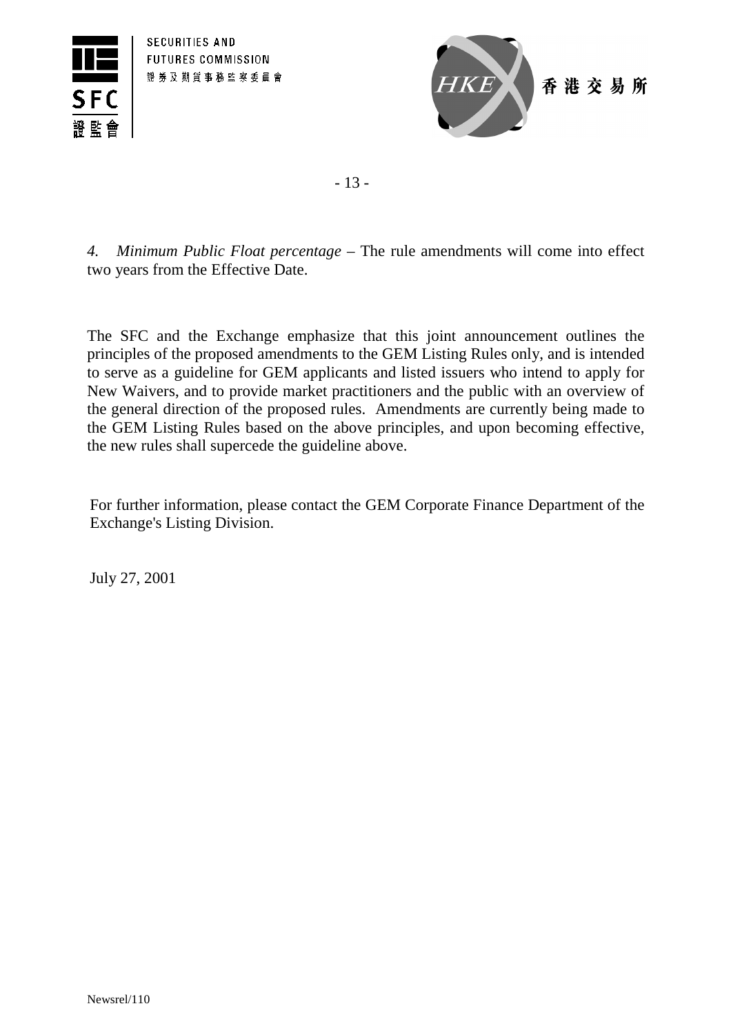*4. Minimum Public Float percentage* – The rule amendments will come into effect two years from the Effective Date.

The SFC and the Exchange emphasize that this joint announcement outlines the principles of the proposed amendments to the GEM Listing Rules only, and is intended to serve as a guideline for GEM applicants and listed issuers who intend to apply for New Waivers, and to provide market practitioners and the public with an overview of the general direction of the proposed rules. Amendments are currently being made to the GEM Listing Rules based on the above principles, and upon becoming effective, the new rules shall supercede the guideline above.

For further information, please contact the GEM Corporate Finance Department of the Exchange's Listing Division.

July 27, 2001

Newsrel/110